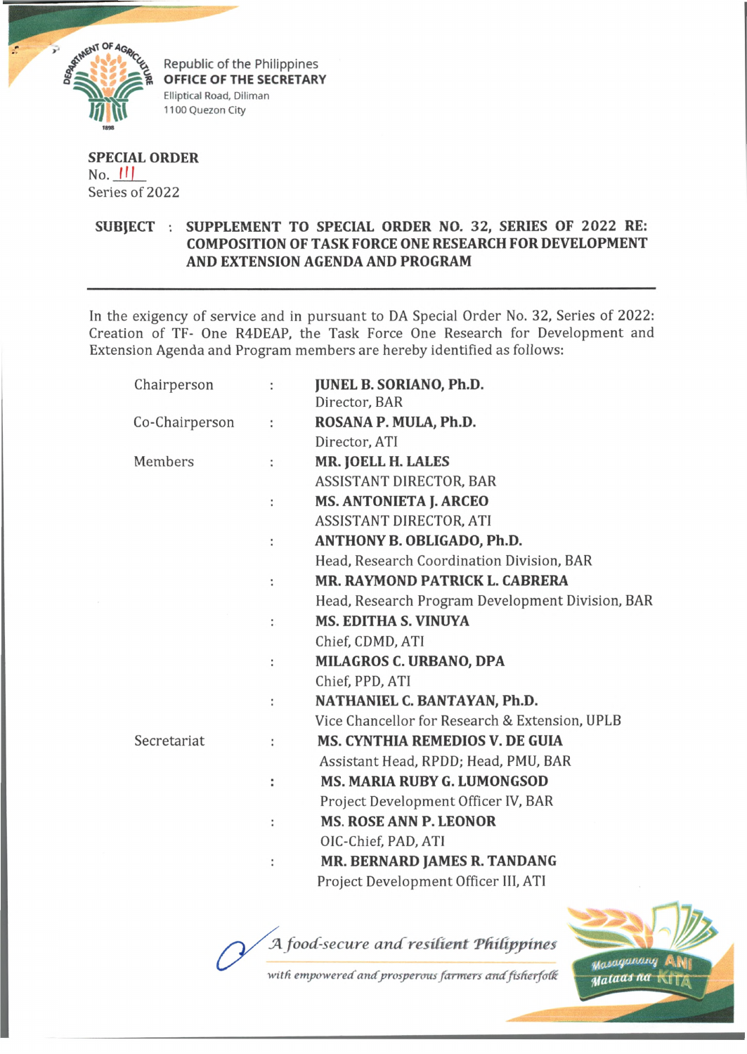Republic of the Philippines
**OFFICE OF THE SECRETARY**
Elliptical Road, Diliman
1100 Quezon City

**SPECIAL ORDER**
No. 111
Series of 2022

**SUBJECT : SUPPLEMENT TO SPECIAL ORDER NO. 32, SERIES OF 2022 RE: COMPOSITION OF TASK FORCE ONE RESEARCH FOR DEVELOPMENT AND EXTENSION AGENDA AND PROGRAM**

---

In the exigency of service and in pursuant to DA Special Order No. 32, Series of 2022: Creation of TF- One R4DEAP, the Task Force One Research for Development and Extension Agenda and Program members are hereby identified as follows:

| | | |
|---|---|---|
| Chairperson | : | **JUNEL B. SORIANO, Ph.D.**<br>Director, BAR |
| Co-Chairperson | : | **ROSANA P. MULA, Ph.D.**<br>Director, ATI |
| Members | : | **MR. JOELL H. LALES**<br>ASSISTANT DIRECTOR, BAR |
| | : | **MS. ANTONIETA J. ARCEO**<br>ASSISTANT DIRECTOR, ATI |
| | : | **ANTHONY B. OBLIGADO, Ph.D.**<br>Head, Research Coordination Division, BAR |
| | : | **MR. RAYMOND PATRICK L. CABRERA**<br>Head, Research Program Development Division, BAR |
| | : | **MS. EDITHA S. VINUYA**<br>Chief, CDMD, ATI |
| | : | **MILAGROS C. URBANO, DPA**<br>Chief, PPD, ATI |
| | : | **NATHANIEL C. BANTAYAN, Ph.D.**<br>Vice Chancellor for Research & Extension, UPLB |
| Secretariat | : | **MS. CYNTHIA REMEDIOS V. DE GUIA**<br>Assistant Head, RPDD; Head, PMU, BAR |
| | : | **MS. MARIA RUBY G. LUMONGSOD**<br>Project Development Officer IV, BAR |
| | : | **MS. ROSE ANN P. LEONOR**<br>OIC-Chief, PAD, ATI |
| | : | **MR. BERNARD JAMES R. TANDANG**<br>Project Development Officer III, ATI |

*A food-secure and resilient Philippines with empowered and prosperous farmers and fisherfolk*

Masaganang ANI Mataas na KITA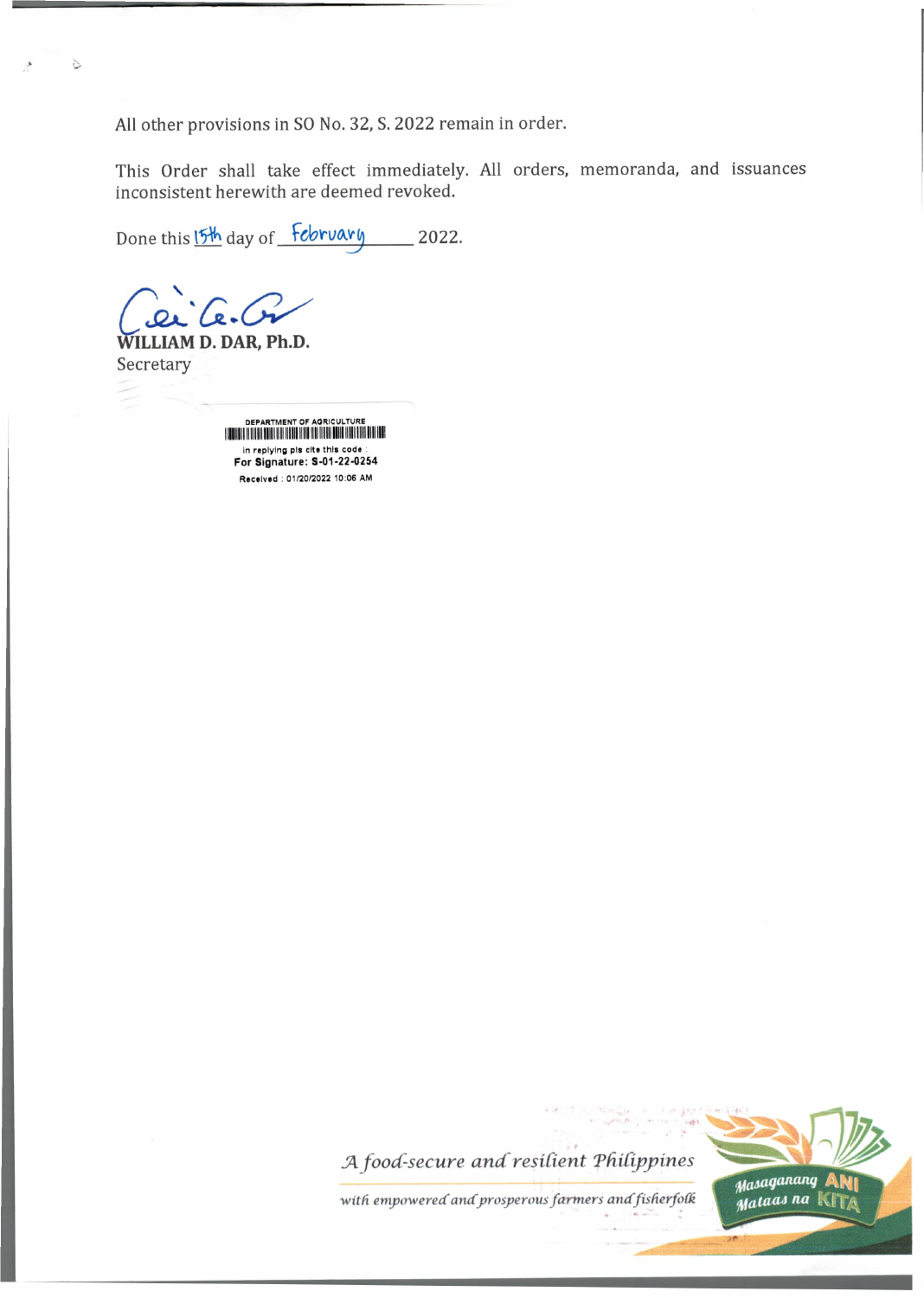All other provisions in SO No. 32, S. 2022 remain in order.

This Order shall take effect immediately. All orders, memoranda, and issuances inconsistent herewith are deemed revoked.

Done this 15th day of February 2022.

**WILLIAM D. DAR, Ph.D.**
Secretary

DEPARTMENT OF AGRICULTURE
in replying pls cite this code :
**For Signature: S-01-22-0254**
Received : 01/20/2022 10:06 AM